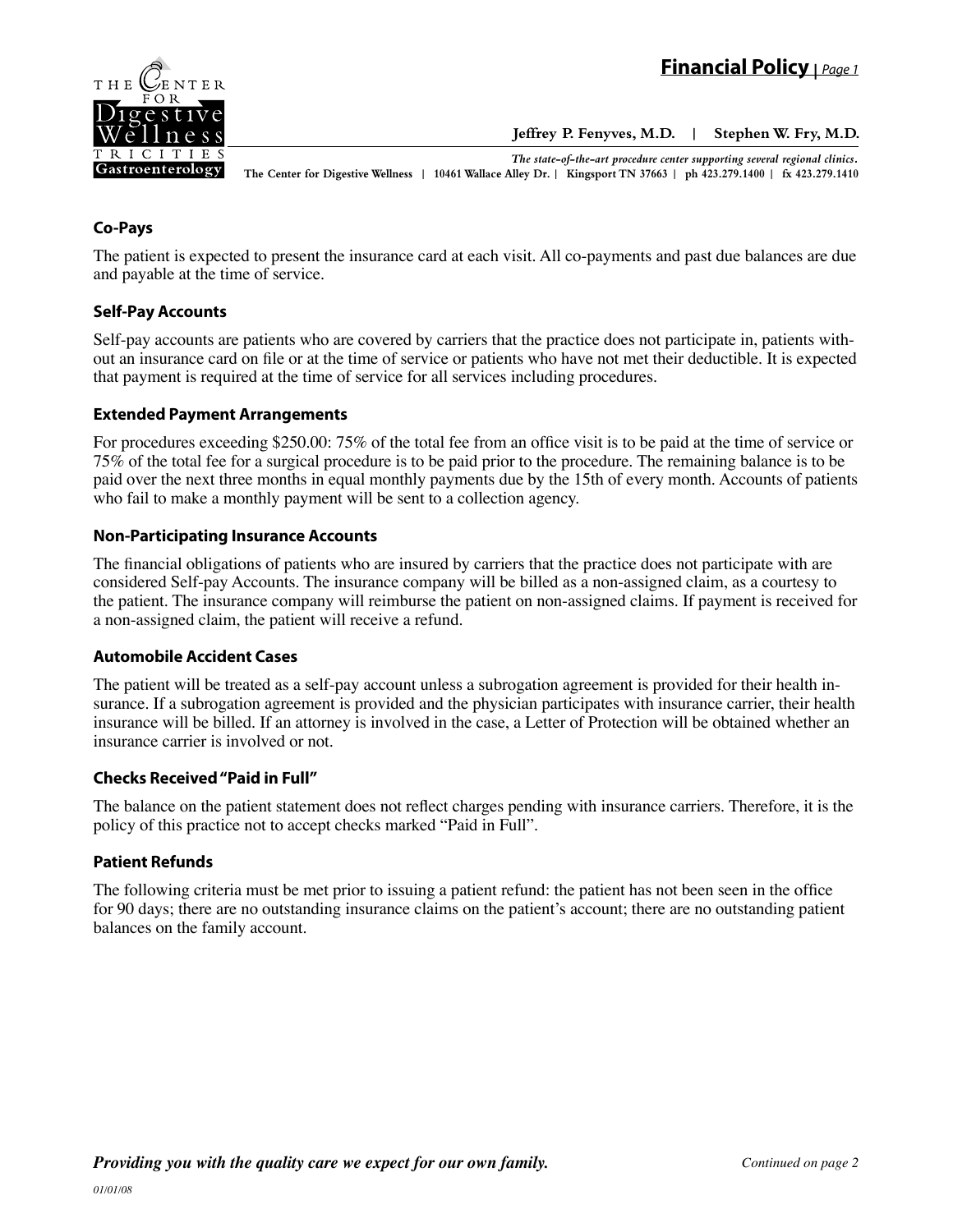# Financial Policy

**Jeffrey P. Fenyves, M.D. | Stephen W. Fry, M.D.**

*The state-of-the-art procedure center supporting several regional clinics.*

**The Center for Digestive Wellness | 10461 Wallace Alley Dr. | Kingsport TN 37663 | ph 423.279.1400 | fx 423.279.1410**

### Co-Pays

The patient is expected to present the insurance card at each visit. All co-payments and past due balances are due and payable at the time of service.

### Self-Pay Accounts

Self-pay accounts are patients who are covered by carriers that the practice does not participate in, patients without an insurance card on file or at the time of service or patients who have not met their deductible. It is expected that payment is required at the time of service for all services including procedures.

### Extended Payment Arrangements

For procedures exceeding $250.00: 75% of the total fee from an office visit is to be paid at the time of service or 75% of the total fee for a surgical procedure is to be paid prior to the procedure. The remaining balance is to be paid over the next three months in equal monthly payments due by the 15th of every month. Accounts of patients who fail to make a monthly payment will be sent to a collection agency.

### Non-Participating Insurance Accounts

The financial obligations of patients who are insured by carriers that the practice does not participate with are considered Self-pay Accounts. The insurance company will be billed as a non-assigned claim, as a courtesy to the patient. The insurance company will reimburse the patient on non-assigned claims. If payment is received for a non-assigned claim, the patient will receive a refund.

### Automobile Accident Cases

The patient will be treated as a self-pay account unless a subrogation agreement is provided for their health insurance. If a subrogation agreement is provided and the physician participates with insurance carrier, their health insurance will be billed. If an attorney is involved in the case, a Letter of Protection will be obtained whether an insurance carrier is involved or not.

### Checks Received "Paid in Full"

The balance on the patient statement does not reflect charges pending with insurance carriers. Therefore, it is the policy of this practice not to accept checks marked "Paid in Full".

### Patient Refunds

The following criteria must be met prior to issuing a patient refund: the patient has not been seen in the office for 90 days; there are no outstanding insurance claims on the patient's account; there are no outstanding patient balances on the family account.

***Providing you with the quality care we expect for our own family.***

*Continued on page 2*

*01/01/08*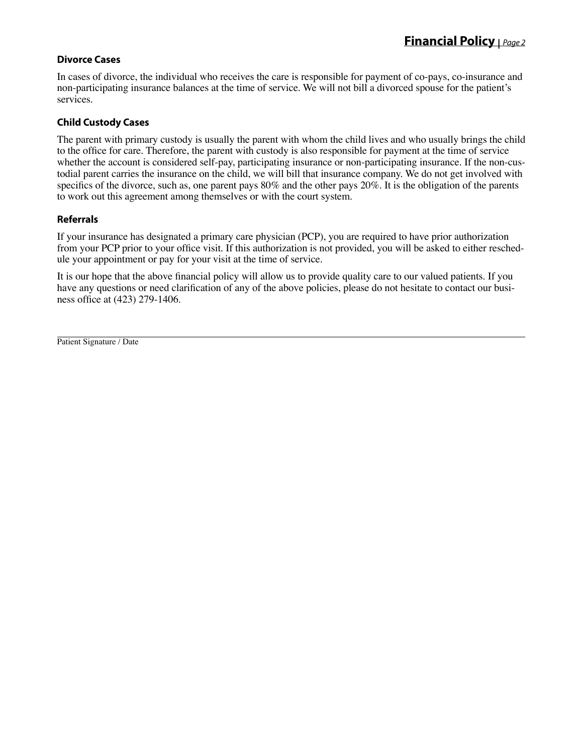### Divorce Cases

In cases of divorce, the individual who receives the care is responsible for payment of co-pays, co-insurance and non-participating insurance balances at the time of service. We will not bill a divorced spouse for the patient's services.

### Child Custody Cases

The parent with primary custody is usually the parent with whom the child lives and who usually brings the child to the office for care. Therefore, the parent with custody is also responsible for payment at the time of service whether the account is considered self-pay, participating insurance or non-participating insurance. If the non-custodial parent carries the insurance on the child, we will bill that insurance company. We do not get involved with specifics of the divorce, such as, one parent pays 80% and the other pays 20%. It is the obligation of the parents to work out this agreement among themselves or with the court system.

### Referrals

If your insurance has designated a primary care physician (PCP), you are required to have prior authorization from your PCP prior to your office visit. If this authorization is not provided, you will be asked to either reschedule your appointment or pay for your visit at the time of service.

It is our hope that the above financial policy will allow us to provide quality care to our valued patients. If you have any questions or need clarification of any of the above policies, please do not hesitate to contact our business office at (423) 279-1406.

Patient Signature / Date